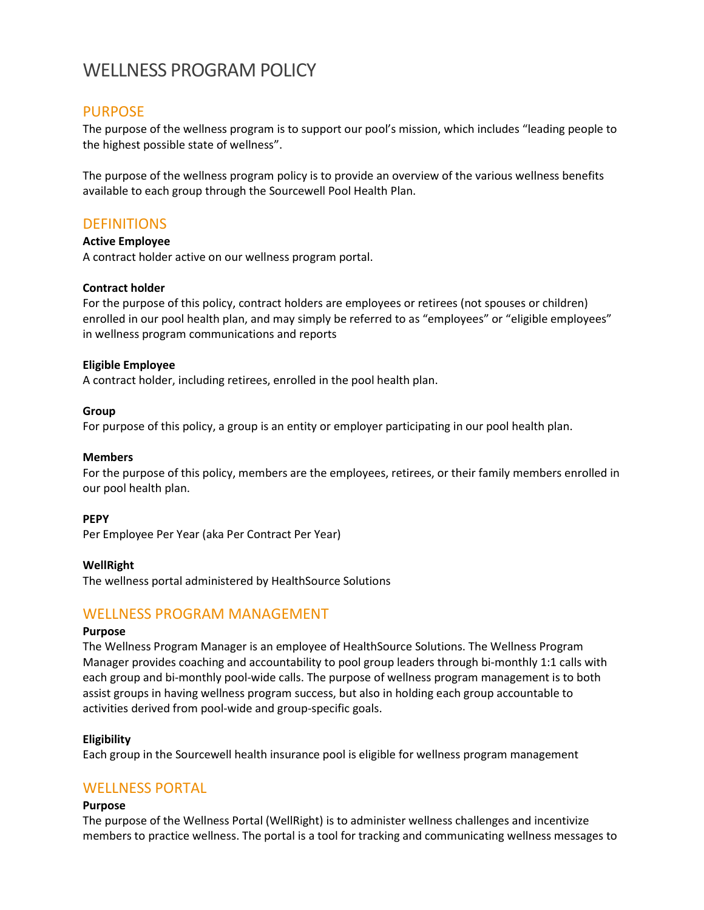# WELLNESS PROGRAM POLICY

## PURPOSE

The purpose of the wellness program is to support our pool's mission, which includes "leading people to the highest possible state of wellness".

The purpose of the wellness program policy is to provide an overview of the various wellness benefits available to each group through the Sourcewell Pool Health Plan.

## DEFINITIONS

**Active Employee**
A contract holder active on our wellness program portal.

**Contract holder**
For the purpose of this policy, contract holders are employees or retirees (not spouses or children) enrolled in our pool health plan, and may simply be referred to as "employees" or "eligible employees" in wellness program communications and reports

**Eligible Employee**
A contract holder, including retirees, enrolled in the pool health plan.

**Group**
For purpose of this policy, a group is an entity or employer participating in our pool health plan.

**Members**
For the purpose of this policy, members are the employees, retirees, or their family members enrolled in our pool health plan.

**PEPY**
Per Employee Per Year (aka Per Contract Per Year)

**WellRight**
The wellness portal administered by HealthSource Solutions

## WELLNESS PROGRAM MANAGEMENT

**Purpose**
The Wellness Program Manager is an employee of HealthSource Solutions. The Wellness Program Manager provides coaching and accountability to pool group leaders through bi-monthly 1:1 calls with each group and bi-monthly pool-wide calls. The purpose of wellness program management is to both assist groups in having wellness program success, but also in holding each group accountable to activities derived from pool-wide and group-specific goals.

**Eligibility**
Each group in the Sourcewell health insurance pool is eligible for wellness program management

## WELLNESS PORTAL

**Purpose**
The purpose of the Wellness Portal (WellRight) is to administer wellness challenges and incentivize members to practice wellness. The portal is a tool for tracking and communicating wellness messages to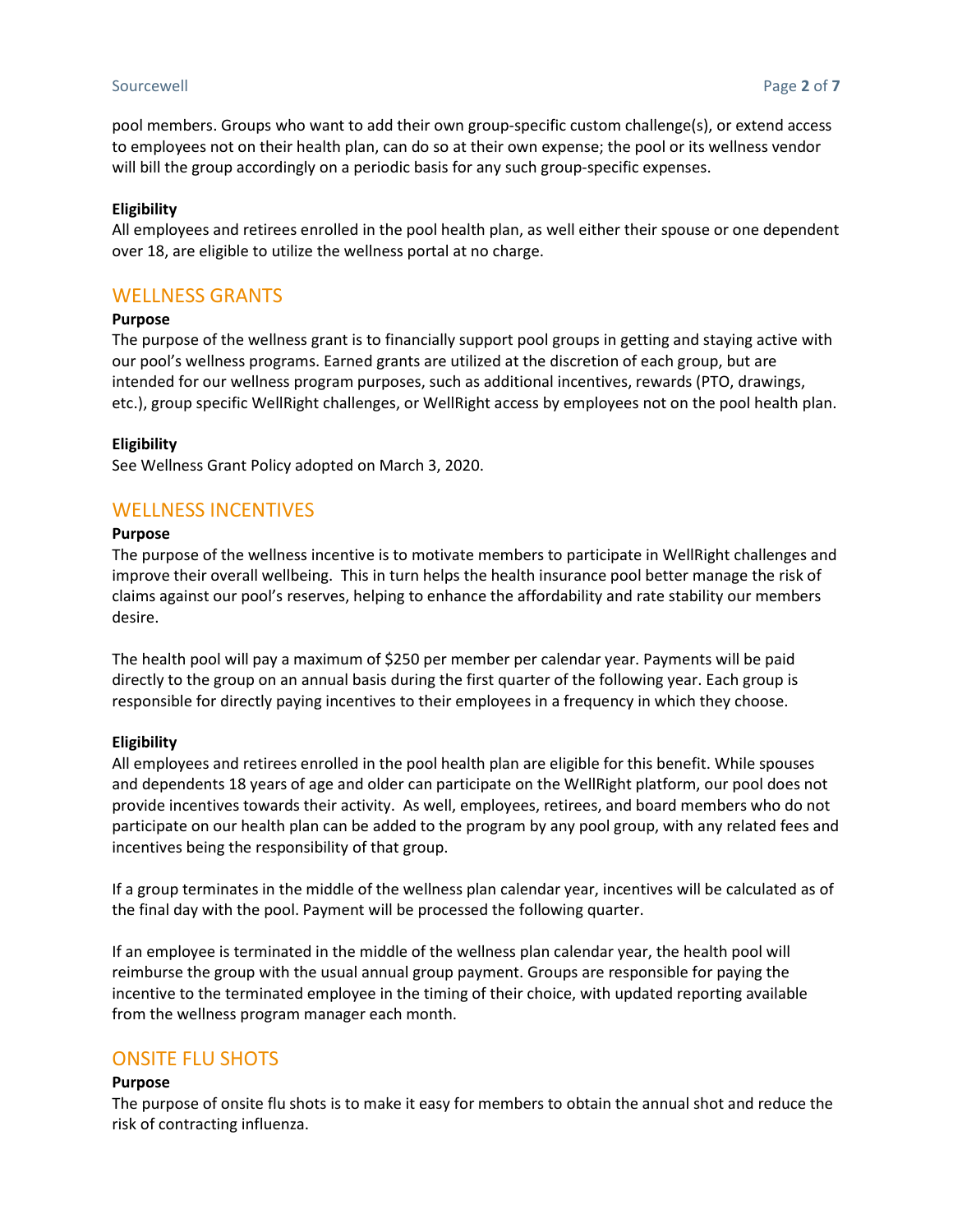pool members. Groups who want to add their own group-specific custom challenge(s), or extend access to employees not on their health plan, can do so at their own expense; the pool or its wellness vendor will bill the group accordingly on a periodic basis for any such group-specific expenses.

**Eligibility**

All employees and retirees enrolled in the pool health plan, as well either their spouse or one dependent over 18, are eligible to utilize the wellness portal at no charge.

## WELLNESS GRANTS

**Purpose**

The purpose of the wellness grant is to financially support pool groups in getting and staying active with our pool's wellness programs. Earned grants are utilized at the discretion of each group, but are intended for our wellness program purposes, such as additional incentives, rewards (PTO, drawings, etc.), group specific WellRight challenges, or WellRight access by employees not on the pool health plan.

**Eligibility**

See Wellness Grant Policy adopted on March 3, 2020.

## WELLNESS INCENTIVES

**Purpose**

The purpose of the wellness incentive is to motivate members to participate in WellRight challenges and improve their overall wellbeing. This in turn helps the health insurance pool better manage the risk of claims against our pool's reserves, helping to enhance the affordability and rate stability our members desire.

The health pool will pay a maximum of $250 per member per calendar year. Payments will be paid directly to the group on an annual basis during the first quarter of the following year. Each group is responsible for directly paying incentives to their employees in a frequency in which they choose.

**Eligibility**

All employees and retirees enrolled in the pool health plan are eligible for this benefit. While spouses and dependents 18 years of age and older can participate on the WellRight platform, our pool does not provide incentives towards their activity. As well, employees, retirees, and board members who do not participate on our health plan can be added to the program by any pool group, with any related fees and incentives being the responsibility of that group.

If a group terminates in the middle of the wellness plan calendar year, incentives will be calculated as of the final day with the pool. Payment will be processed the following quarter.

If an employee is terminated in the middle of the wellness plan calendar year, the health pool will reimburse the group with the usual annual group payment. Groups are responsible for paying the incentive to the terminated employee in the timing of their choice, with updated reporting available from the wellness program manager each month.

## ONSITE FLU SHOTS

**Purpose**

The purpose of onsite flu shots is to make it easy for members to obtain the annual shot and reduce the risk of contracting influenza.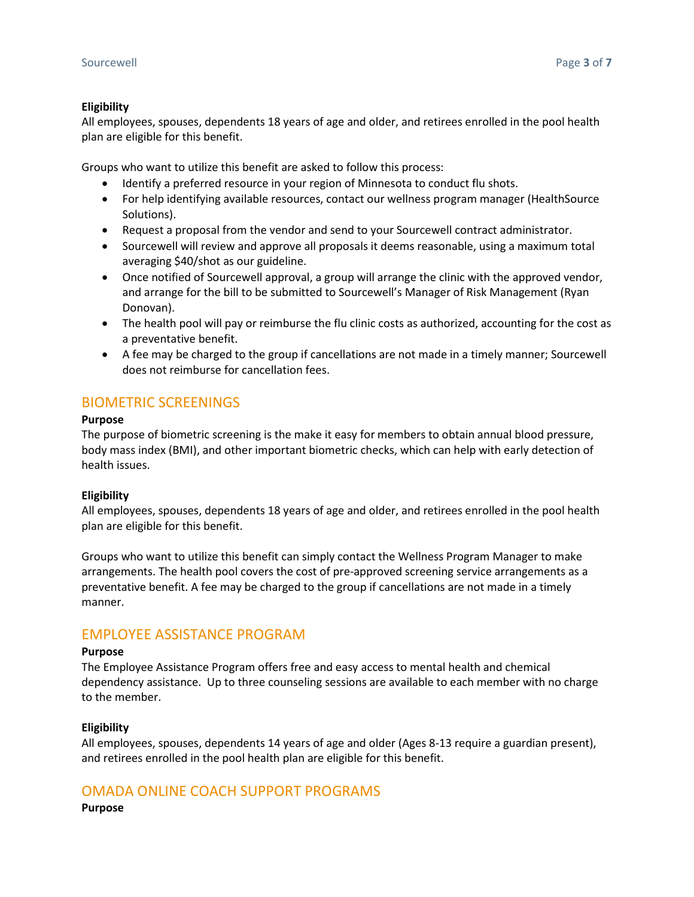**Eligibility**
All employees, spouses, dependents 18 years of age and older, and retirees enrolled in the pool health plan are eligible for this benefit.

Groups who want to utilize this benefit are asked to follow this process:

- Identify a preferred resource in your region of Minnesota to conduct flu shots.
- For help identifying available resources, contact our wellness program manager (HealthSource Solutions).
- Request a proposal from the vendor and send to your Sourcewell contract administrator.
- Sourcewell will review and approve all proposals it deems reasonable, using a maximum total averaging $40/shot as our guideline.
- Once notified of Sourcewell approval, a group will arrange the clinic with the approved vendor, and arrange for the bill to be submitted to Sourcewell's Manager of Risk Management (Ryan Donovan).
- The health pool will pay or reimburse the flu clinic costs as authorized, accounting for the cost as a preventative benefit.
- A fee may be charged to the group if cancellations are not made in a timely manner; Sourcewell does not reimburse for cancellation fees.

## BIOMETRIC SCREENINGS

**Purpose**
The purpose of biometric screening is the make it easy for members to obtain annual blood pressure, body mass index (BMI), and other important biometric checks, which can help with early detection of health issues.

**Eligibility**
All employees, spouses, dependents 18 years of age and older, and retirees enrolled in the pool health plan are eligible for this benefit.

Groups who want to utilize this benefit can simply contact the Wellness Program Manager to make arrangements. The health pool covers the cost of pre-approved screening service arrangements as a preventative benefit. A fee may be charged to the group if cancellations are not made in a timely manner.

## EMPLOYEE ASSISTANCE PROGRAM

**Purpose**
The Employee Assistance Program offers free and easy access to mental health and chemical dependency assistance. Up to three counseling sessions are available to each member with no charge to the member.

**Eligibility**
All employees, spouses, dependents 14 years of age and older (Ages 8-13 require a guardian present), and retirees enrolled in the pool health plan are eligible for this benefit.

## OMADA ONLINE COACH SUPPORT PROGRAMS

**Purpose**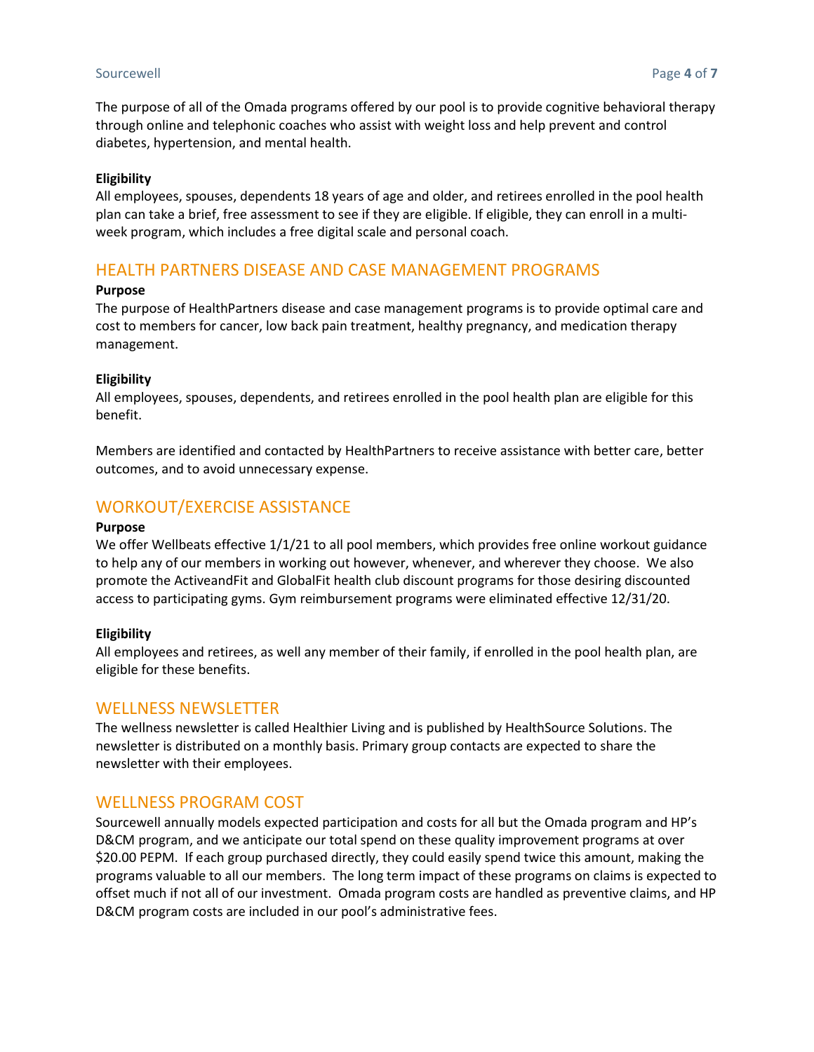The purpose of all of the Omada programs offered by our pool is to provide cognitive behavioral therapy through online and telephonic coaches who assist with weight loss and help prevent and control diabetes, hypertension, and mental health.

**Eligibility**

All employees, spouses, dependents 18 years of age and older, and retirees enrolled in the pool health plan can take a brief, free assessment to see if they are eligible. If eligible, they can enroll in a multi-week program, which includes a free digital scale and personal coach.

## HEALTH PARTNERS DISEASE AND CASE MANAGEMENT PROGRAMS

**Purpose**

The purpose of HealthPartners disease and case management programs is to provide optimal care and cost to members for cancer, low back pain treatment, healthy pregnancy, and medication therapy management.

**Eligibility**

All employees, spouses, dependents, and retirees enrolled in the pool health plan are eligible for this benefit.

Members are identified and contacted by HealthPartners to receive assistance with better care, better outcomes, and to avoid unnecessary expense.

## WORKOUT/EXERCISE ASSISTANCE

**Purpose**

We offer Wellbeats effective 1/1/21 to all pool members, which provides free online workout guidance to help any of our members in working out however, whenever, and wherever they choose. We also promote the ActiveandFit and GlobalFit health club discount programs for those desiring discounted access to participating gyms. Gym reimbursement programs were eliminated effective 12/31/20.

**Eligibility**

All employees and retirees, as well any member of their family, if enrolled in the pool health plan, are eligible for these benefits.

## WELLNESS NEWSLETTER

The wellness newsletter is called Healthier Living and is published by HealthSource Solutions. The newsletter is distributed on a monthly basis. Primary group contacts are expected to share the newsletter with their employees.

## WELLNESS PROGRAM COST

Sourcewell annually models expected participation and costs for all but the Omada program and HP's D&CM program, and we anticipate our total spend on these quality improvement programs at over $20.00 PEPM. If each group purchased directly, they could easily spend twice this amount, making the programs valuable to all our members. The long term impact of these programs on claims is expected to offset much if not all of our investment. Omada program costs are handled as preventive claims, and HP D&CM program costs are included in our pool's administrative fees.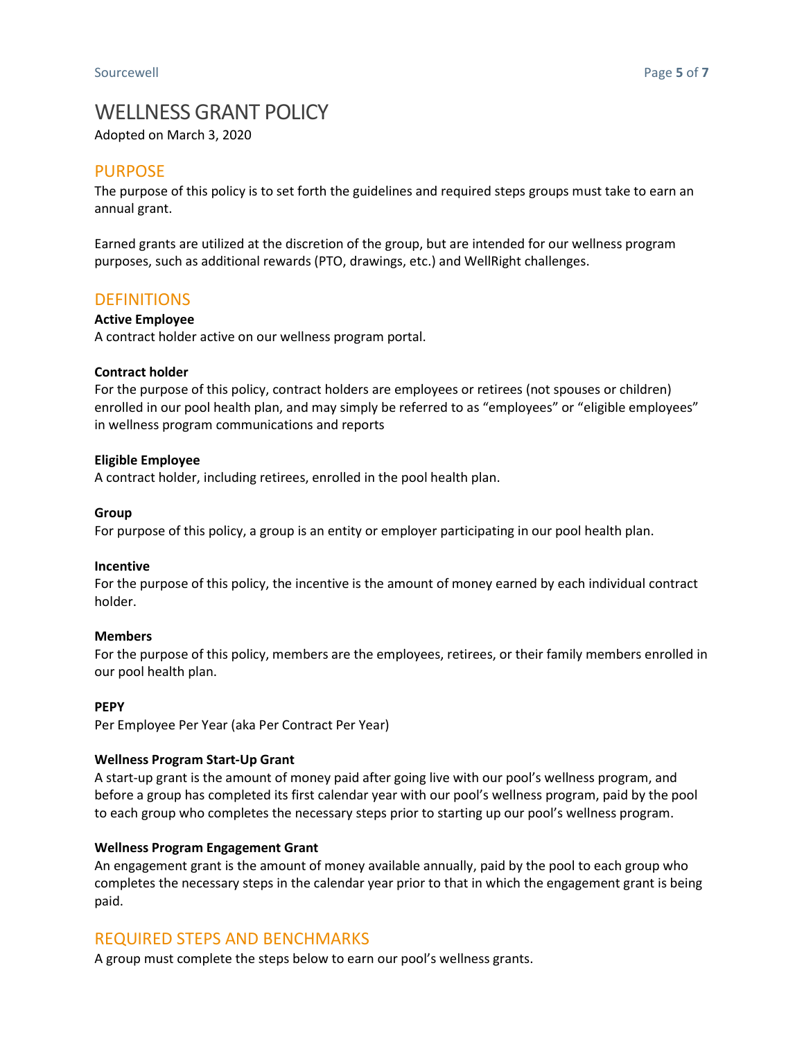# WELLNESS GRANT POLICY

Adopted on March 3, 2020

## PURPOSE

The purpose of this policy is to set forth the guidelines and required steps groups must take to earn an annual grant.

Earned grants are utilized at the discretion of the group, but are intended for our wellness program purposes, such as additional rewards (PTO, drawings, etc.) and WellRight challenges.

## DEFINITIONS

**Active Employee**
A contract holder active on our wellness program portal.

**Contract holder**
For the purpose of this policy, contract holders are employees or retirees (not spouses or children) enrolled in our pool health plan, and may simply be referred to as “employees” or “eligible employees” in wellness program communications and reports

**Eligible Employee**
A contract holder, including retirees, enrolled in the pool health plan.

**Group**
For purpose of this policy, a group is an entity or employer participating in our pool health plan.

**Incentive**
For the purpose of this policy, the incentive is the amount of money earned by each individual contract holder.

**Members**
For the purpose of this policy, members are the employees, retirees, or their family members enrolled in our pool health plan.

**PEPY**
Per Employee Per Year (aka Per Contract Per Year)

**Wellness Program Start-Up Grant**
A start-up grant is the amount of money paid after going live with our pool’s wellness program, and before a group has completed its first calendar year with our pool’s wellness program, paid by the pool to each group who completes the necessary steps prior to starting up our pool’s wellness program.

**Wellness Program Engagement Grant**
An engagement grant is the amount of money available annually, paid by the pool to each group who completes the necessary steps in the calendar year prior to that in which the engagement grant is being paid.

## REQUIRED STEPS AND BENCHMARKS

A group must complete the steps below to earn our pool’s wellness grants.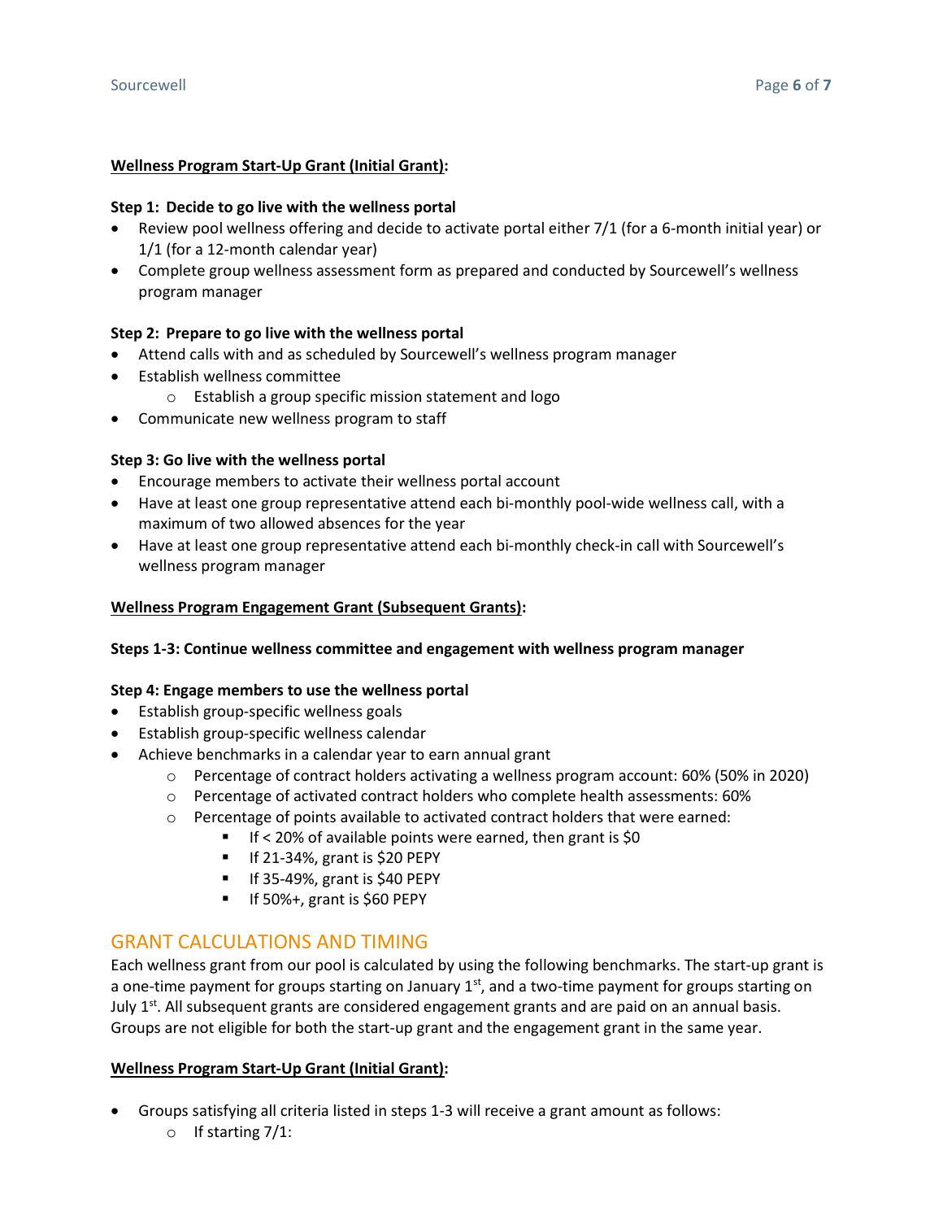**<u>Wellness Program Start-Up Grant (Initial Grant)</u>:**

**Step 1: Decide to go live with the wellness portal**

- Review pool wellness offering and decide to activate portal either 7/1 (for a 6-month initial year) or 1/1 (for a 12-month calendar year)
- Complete group wellness assessment form as prepared and conducted by Sourcewell's wellness program manager

**Step 2: Prepare to go live with the wellness portal**

- Attend calls with and as scheduled by Sourcewell's wellness program manager
- Establish wellness committee
  - Establish a group specific mission statement and logo
- Communicate new wellness program to staff

**Step 3: Go live with the wellness portal**

- Encourage members to activate their wellness portal account
- Have at least one group representative attend each bi-monthly pool-wide wellness call, with a maximum of two allowed absences for the year
- Have at least one group representative attend each bi-monthly check-in call with Sourcewell's wellness program manager

**<u>Wellness Program Engagement Grant (Subsequent Grants)</u>:**

**Steps 1-3: Continue wellness committee and engagement with wellness program manager**

**Step 4: Engage members to use the wellness portal**

- Establish group-specific wellness goals
- Establish group-specific wellness calendar
- Achieve benchmarks in a calendar year to earn annual grant
  - Percentage of contract holders activating a wellness program account: 60% (50% in 2020)
  - Percentage of activated contract holders who complete health assessments: 60%
  - Percentage of points available to activated contract holders that were earned:
    - If < 20% of available points were earned, then grant is $0
    - If 21-34%, grant is $20 PEPY
    - If 35-49%, grant is $40 PEPY
    - If 50%+, grant is $60 PEPY

## GRANT CALCULATIONS AND TIMING

Each wellness grant from our pool is calculated by using the following benchmarks. The start-up grant is a one-time payment for groups starting on January 1st, and a two-time payment for groups starting on July 1st. All subsequent grants are considered engagement grants and are paid on an annual basis. Groups are not eligible for both the start-up grant and the engagement grant in the same year.

**<u>Wellness Program Start-Up Grant (Initial Grant)</u>:**

- Groups satisfying all criteria listed in steps 1-3 will receive a grant amount as follows:
  - If starting 7/1: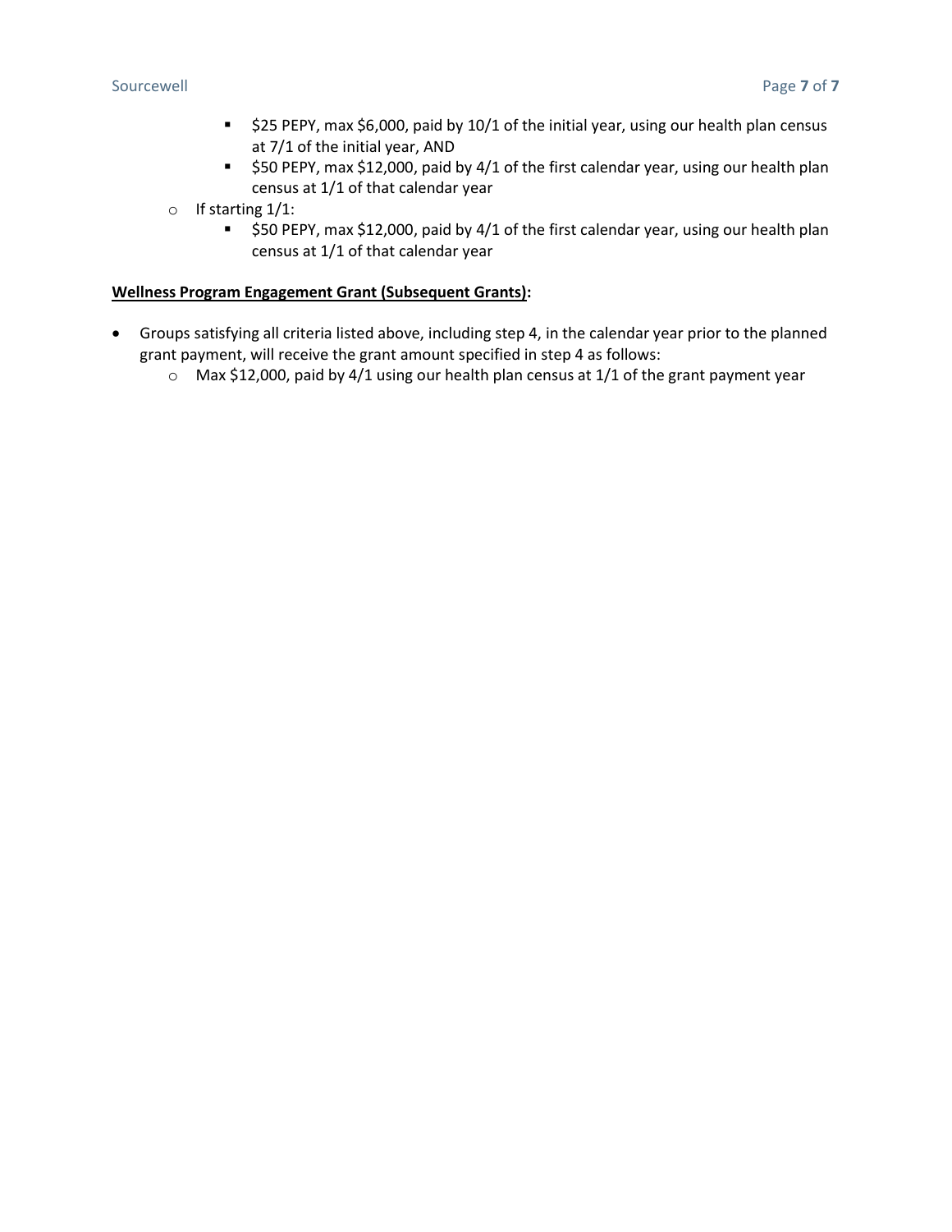- $25 PEPY, max $6,000, paid by 10/1 of the initial year, using our health plan census at 7/1 of the initial year, AND
        - $50 PEPY, max $12,000, paid by 4/1 of the first calendar year, using our health plan census at 1/1 of that calendar year
    - If starting 1/1:
        - $50 PEPY, max $12,000, paid by 4/1 of the first calendar year, using our health plan census at 1/1 of that calendar year

**Wellness Program Engagement Grant (Subsequent Grants):**

- Groups satisfying all criteria listed above, including step 4, in the calendar year prior to the planned grant payment, will receive the grant amount specified in step 4 as follows:
    - Max $12,000, paid by 4/1 using our health plan census at 1/1 of the grant payment year